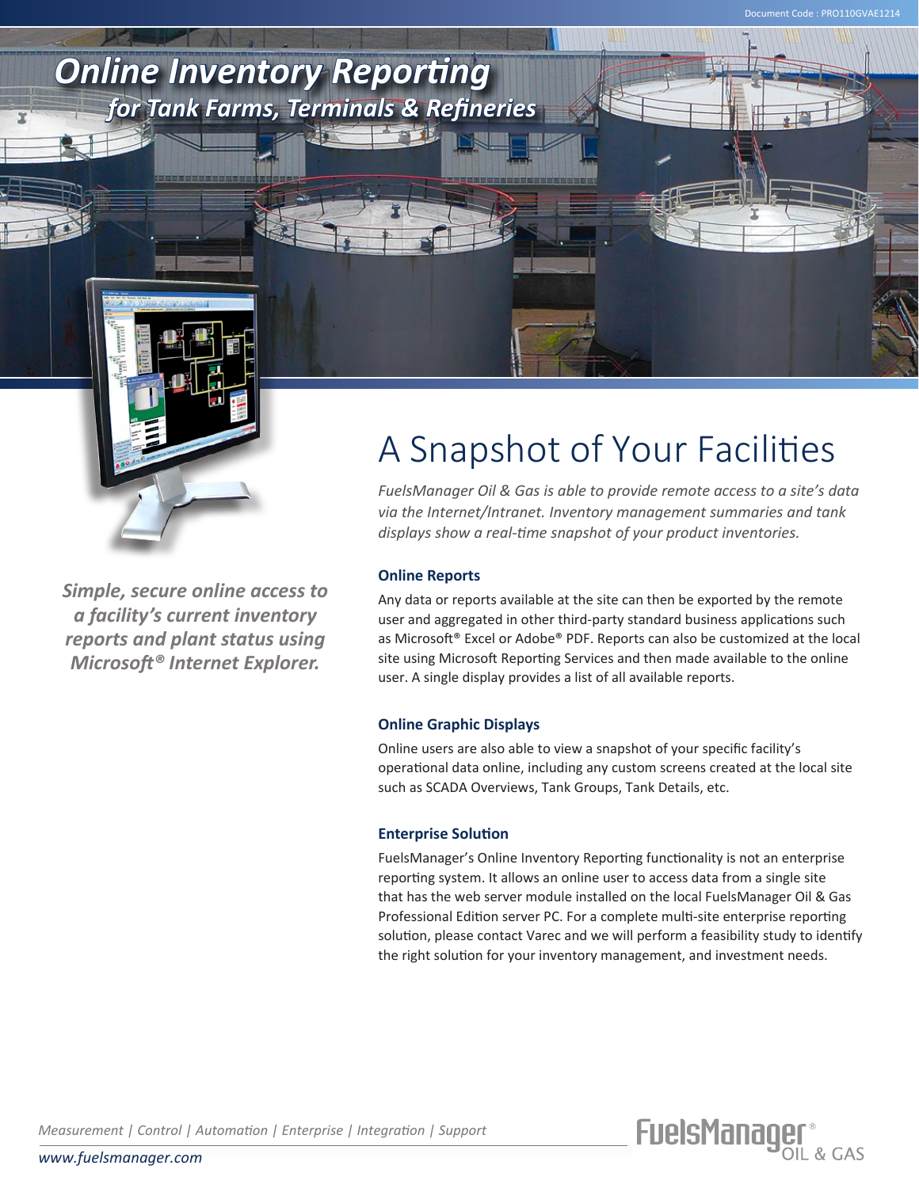# Online Inventory Reporting

## for Tank Farms, Terminals & Refineries

*Simple, secure online access to a facility's current inventory reports and plant status using Microsoft® Internet Explorer.*

## A Snapshot of Your Facilities

*FuelsManager Oil & Gas is able to provide remote access to a site's data via the Internet/Intranet. Inventory management summaries and tank displays show a real-time snapshot of your product inventories.*

### Online Reports

Any data or reports available at the site can then be exported by the remote user and aggregated in other third-party standard business applications such as Microsoft® Excel or Adobe® PDF. Reports can also be customized at the local site using Microsoft Reporting Services and then made available to the online user. A single display provides a list of all available reports.

### Online Graphic Displays

Online users are also able to view a snapshot of your specific facility's operational data online, including any custom screens created at the local site such as SCADA Overviews, Tank Groups, Tank Details, etc.

### Enterprise Solution

FuelsManager's Online Inventory Reporting functionality is not an enterprise reporting system. It allows an online user to access data from a single site that has the web server module installed on the local FuelsManager Oil & Gas Professional Edition server PC. For a complete multi-site enterprise reporting solution, please contact Varec and we will perform a feasibility study to identify the right solution for your inventory management, and investment needs.

*Measurement | Control | Automation | Enterprise | Integration | Support*

*www.fuelsmanager.com*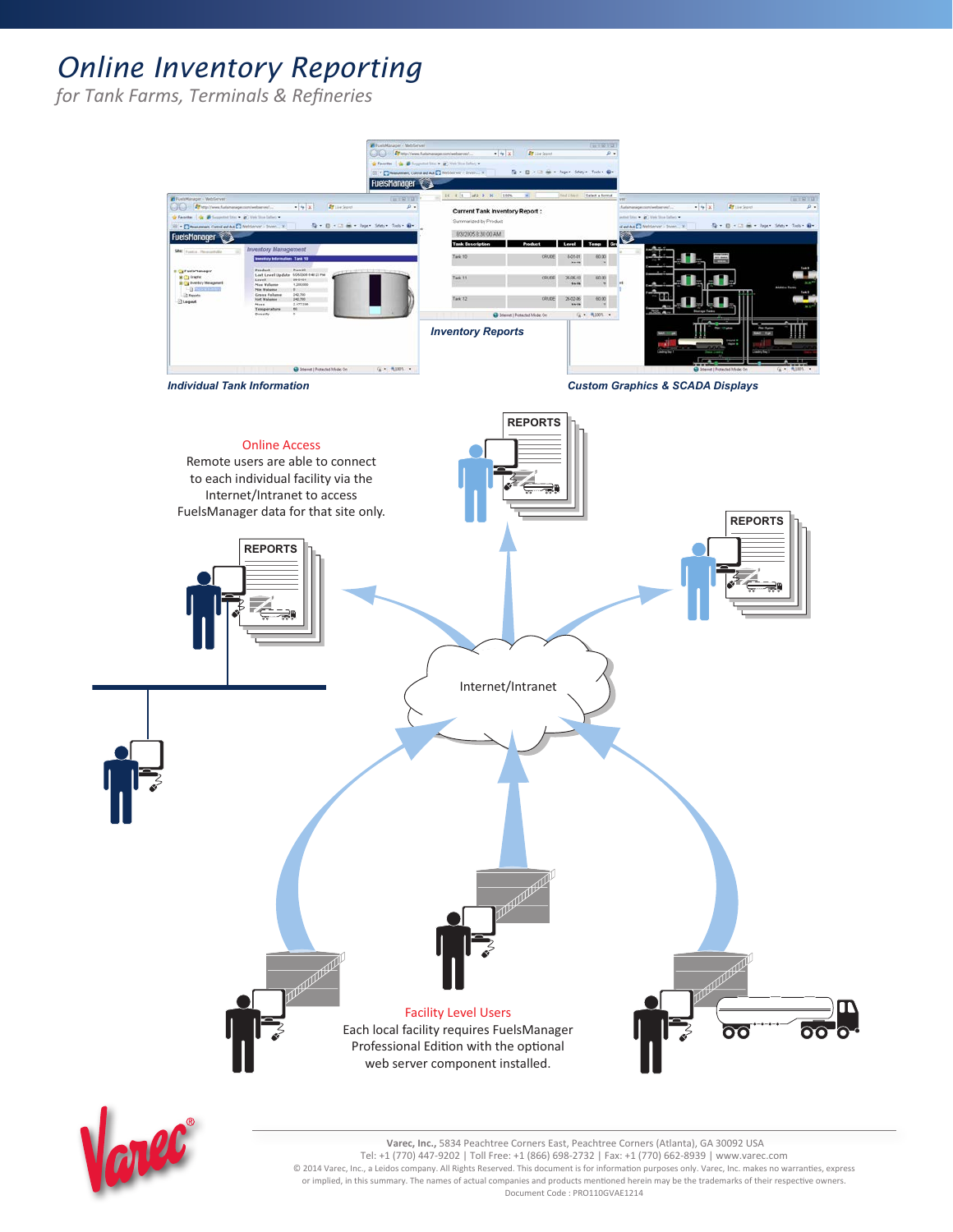# Online Inventory Reporting

*for Tank Farms, Terminals & Refineries*

Individual Tank Information

Inventory Reports

Custom Graphics & SCADA Displays

Online Access

Remote users are able to connect to each individual facility via the Internet/Intranet to access FuelsManager data for that site only.

REPORTS

REPORTS

REPORTS

Internet/Intranet

Facility Level Users

Each local facility requires FuelsManager Professional Edition with the optional web server component installed.

**Varec, Inc.,** 5834 Peachtree Corners East, Peachtree Corners (Atlanta), GA 30092 USA
Tel: +1 (770) 447-9202 | Toll Free: +1 (866) 698-2732 | Fax: +1 (770) 662-8939 | www.varec.com
© 2014 Varec, Inc., a Leidos company. All Rights Reserved. This document is for information purposes only. Varec, Inc. makes no warranties, express or implied, in this summary. The names of actual companies and products mentioned herein may be the trademarks of their respective owners.
Document Code : PRO110GVAE1214